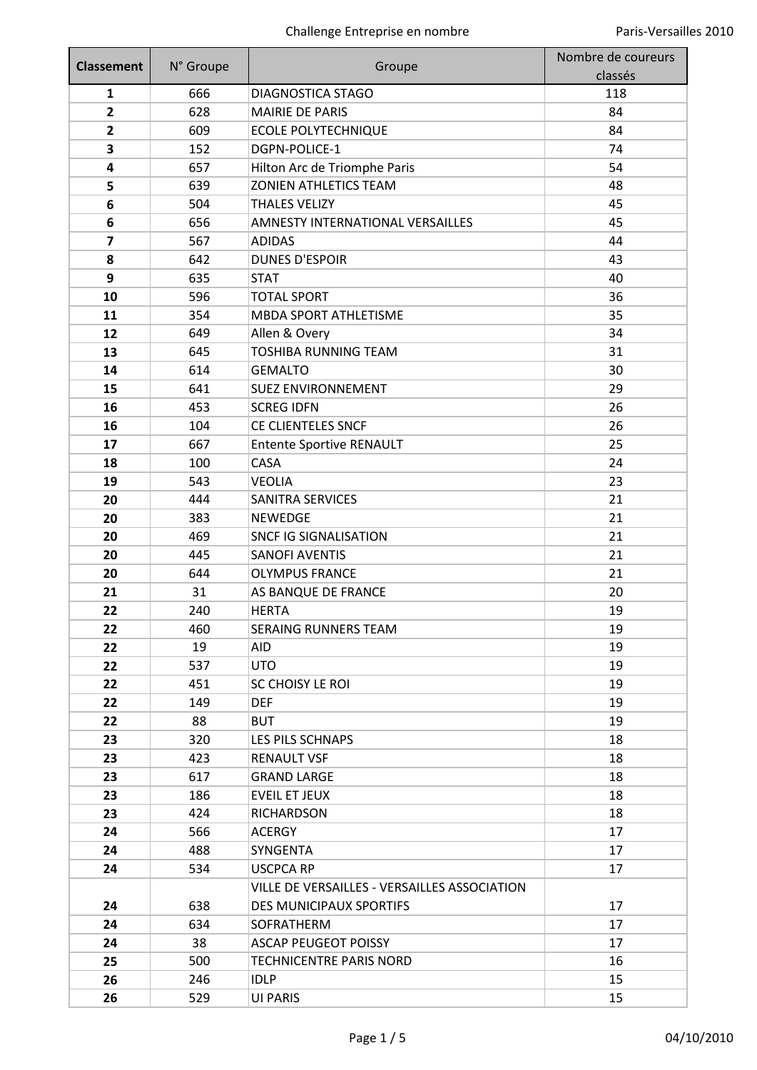# Challenge Entreprise en nombre

| Classement | N° Groupe | Groupe | Nombre de coureurs classés |
|---|---|---|---|
| **1** | 666 | DIAGNOSTICA STAGO | 118 |
| **2** | 628 | MAIRIE DE PARIS | 84 |
| **2** | 609 | ECOLE POLYTECHNIQUE | 84 |
| **3** | 152 | DGPN-POLICE-1 | 74 |
| **4** | 657 | Hilton Arc de Triomphe Paris | 54 |
| **5** | 639 | ZONIEN ATHLETICS TEAM | 48 |
| **6** | 504 | THALES VELIZY | 45 |
| **6** | 656 | AMNESTY INTERNATIONAL VERSAILLES | 45 |
| **7** | 567 | ADIDAS | 44 |
| **8** | 642 | DUNES D'ESPOIR | 43 |
| **9** | 635 | STAT | 40 |
| **10** | 596 | TOTAL SPORT | 36 |
| **11** | 354 | MBDA SPORT ATHLETISME | 35 |
| **12** | 649 | Allen & Overy | 34 |
| **13** | 645 | TOSHIBA RUNNING TEAM | 31 |
| **14** | 614 | GEMALTO | 30 |
| **15** | 641 | SUEZ ENVIRONNEMENT | 29 |
| **16** | 453 | SCREG IDFN | 26 |
| **16** | 104 | CE CLIENTELES SNCF | 26 |
| **17** | 667 | Entente Sportive RENAULT | 25 |
| **18** | 100 | CASA | 24 |
| **19** | 543 | VEOLIA | 23 |
| **20** | 444 | SANITRA SERVICES | 21 |
| **20** | 383 | NEWEDGE | 21 |
| **20** | 469 | SNCF IG SIGNALISATION | 21 |
| **20** | 445 | SANOFI AVENTIS | 21 |
| **20** | 644 | OLYMPUS FRANCE | 21 |
| **21** | 31 | AS BANQUE DE FRANCE | 20 |
| **22** | 240 | HERTA | 19 |
| **22** | 460 | SERAING RUNNERS TEAM | 19 |
| **22** | 19 | AID | 19 |
| **22** | 537 | UTO | 19 |
| **22** | 451 | SC CHOISY LE ROI | 19 |
| **22** | 149 | DEF | 19 |
| **22** | 88 | BUT | 19 |
| **23** | 320 | LES PILS SCHNAPS | 18 |
| **23** | 423 | RENAULT VSF | 18 |
| **23** | 617 | GRAND LARGE | 18 |
| **23** | 186 | EVEIL ET JEUX | 18 |
| **23** | 424 | RICHARDSON | 18 |
| **24** | 566 | ACERGY | 17 |
| **24** | 488 | SYNGENTA | 17 |
| **24** | 534 | USCPCA RP | 17 |
| **24** | 638 | VILLE DE VERSAILLES - VERSAILLES ASSOCIATION DES MUNICIPAUX SPORTIFS | 17 |
| **24** | 634 | SOFRATHERM | 17 |
| **24** | 38 | ASCAP PEUGEOT POISSY | 17 |
| **25** | 500 | TECHNICENTRE PARIS NORD | 16 |
| **26** | 246 | IDLP | 15 |
| **26** | 529 | UI PARIS | 15 |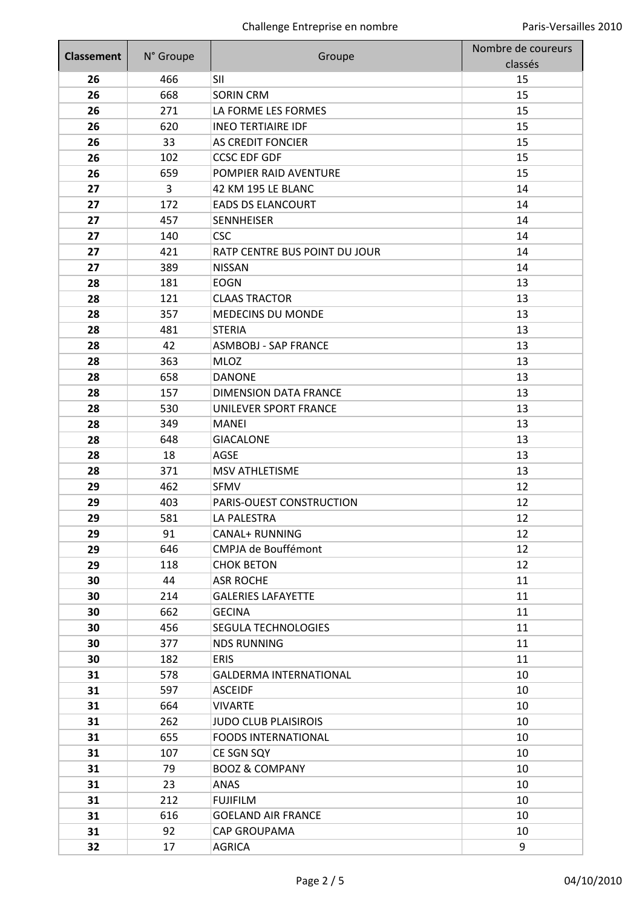| Classement | N° Groupe | Groupe | Nombre de coureurs classés |
|---|---|---|---|
| **26** | 466 | SII | 15 |
| **26** | 668 | SORIN CRM | 15 |
| **26** | 271 | LA FORME LES FORMES | 15 |
| **26** | 620 | INEO TERTIAIRE IDF | 15 |
| **26** | 33 | AS CREDIT FONCIER | 15 |
| **26** | 102 | CCSC EDF GDF | 15 |
| **26** | 659 | POMPIER RAID AVENTURE | 15 |
| **27** | 3 | 42 KM 195 LE BLANC | 14 |
| **27** | 172 | EADS DS ELANCOURT | 14 |
| **27** | 457 | SENNHEISER | 14 |
| **27** | 140 | CSC | 14 |
| **27** | 421 | RATP CENTRE BUS POINT DU JOUR | 14 |
| **27** | 389 | NISSAN | 14 |
| **28** | 181 | EOGN | 13 |
| **28** | 121 | CLAAS TRACTOR | 13 |
| **28** | 357 | MEDECINS DU MONDE | 13 |
| **28** | 481 | STERIA | 13 |
| **28** | 42 | ASMBOBJ - SAP FRANCE | 13 |
| **28** | 363 | MLOZ | 13 |
| **28** | 658 | DANONE | 13 |
| **28** | 157 | DIMENSION DATA FRANCE | 13 |
| **28** | 530 | UNILEVER SPORT FRANCE | 13 |
| **28** | 349 | MANEI | 13 |
| **28** | 648 | GIACALONE | 13 |
| **28** | 18 | AGSE | 13 |
| **28** | 371 | MSV ATHLETISME | 13 |
| **29** | 462 | SFMV | 12 |
| **29** | 403 | PARIS-OUEST CONSTRUCTION | 12 |
| **29** | 581 | LA PALESTRA | 12 |
| **29** | 91 | CANAL+ RUNNING | 12 |
| **29** | 646 | CMPJA de Bouffémont | 12 |
| **29** | 118 | CHOK BETON | 12 |
| **30** | 44 | ASR ROCHE | 11 |
| **30** | 214 | GALERIES LAFAYETTE | 11 |
| **30** | 662 | GECINA | 11 |
| **30** | 456 | SEGULA TECHNOLOGIES | 11 |
| **30** | 377 | NDS RUNNING | 11 |
| **30** | 182 | ERIS | 11 |
| **31** | 578 | GALDERMA INTERNATIONAL | 10 |
| **31** | 597 | ASCEIDF | 10 |
| **31** | 664 | VIVARTE | 10 |
| **31** | 262 | JUDO CLUB PLAISIROIS | 10 |
| **31** | 655 | FOODS INTERNATIONAL | 10 |
| **31** | 107 | CE SGN SQY | 10 |
| **31** | 79 | BOOZ & COMPANY | 10 |
| **31** | 23 | ANAS | 10 |
| **31** | 212 | FUJIFILM | 10 |
| **31** | 616 | GOELAND AIR FRANCE | 10 |
| **31** | 92 | CAP GROUPAMA | 10 |
| **32** | 17 | AGRICA | 9 |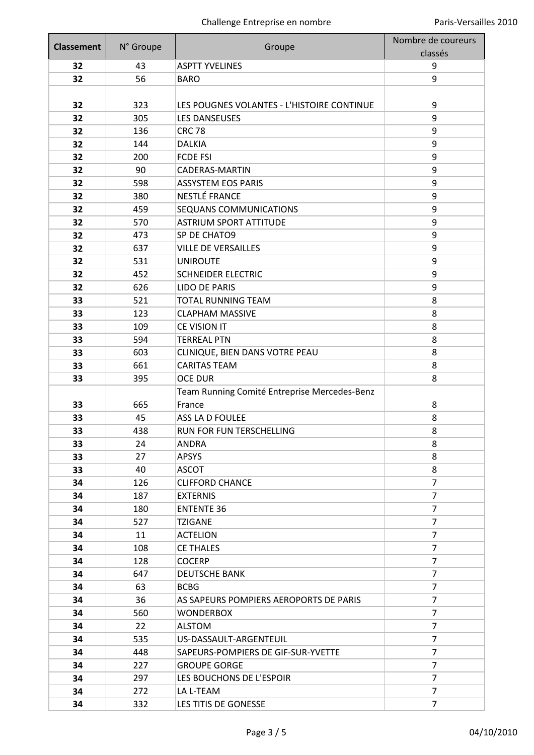| Classement | N° Groupe | Groupe | Nombre de coureurs classés |
|---|---|---|---|
| **32** | 43 | ASPTT YVELINES | 9 |
| **32** | 56 | BARO | 9 |
| **32** | 323 | LES POUGNES VOLANTES - L'HISTOIRE CONTINUE | 9 |
| **32** | 305 | LES DANSEUSES | 9 |
| **32** | 136 | CRC 78 | 9 |
| **32** | 144 | DALKIA | 9 |
| **32** | 200 | FCDE FSI | 9 |
| **32** | 90 | CADERAS-MARTIN | 9 |
| **32** | 598 | ASSYSTEM EOS PARIS | 9 |
| **32** | 380 | NESTLÉ FRANCE | 9 |
| **32** | 459 | SEQUANS COMMUNICATIONS | 9 |
| **32** | 570 | ASTRIUM SPORT ATTITUDE | 9 |
| **32** | 473 | SP DE CHATO9 | 9 |
| **32** | 637 | VILLE DE VERSAILLES | 9 |
| **32** | 531 | UNIROUTE | 9 |
| **32** | 452 | SCHNEIDER ELECTRIC | 9 |
| **32** | 626 | LIDO DE PARIS | 9 |
| **33** | 521 | TOTAL RUNNING TEAM | 8 |
| **33** | 123 | CLAPHAM MASSIVE | 8 |
| **33** | 109 | CE VISION IT | 8 |
| **33** | 594 | TERREAL PTN | 8 |
| **33** | 603 | CLINIQUE, BIEN DANS VOTRE PEAU | 8 |
| **33** | 661 | CARITAS TEAM | 8 |
| **33** | 395 | OCE DUR | 8 |
| **33** | 665 | Team Running Comité Entreprise Mercedes-Benz France | 8 |
| **33** | 45 | ASS LA D FOULEE | 8 |
| **33** | 438 | RUN FOR FUN TERSCHELLING | 8 |
| **33** | 24 | ANDRA | 8 |
| **33** | 27 | APSYS | 8 |
| **33** | 40 | ASCOT | 8 |
| **34** | 126 | CLIFFORD CHANCE | 7 |
| **34** | 187 | EXTERNIS | 7 |
| **34** | 180 | ENTENTE 36 | 7 |
| **34** | 527 | TZIGANE | 7 |
| **34** | 11 | ACTELION | 7 |
| **34** | 108 | CE THALES | 7 |
| **34** | 128 | COCERP | 7 |
| **34** | 647 | DEUTSCHE BANK | 7 |
| **34** | 63 | BCBG | 7 |
| **34** | 36 | AS SAPEURS POMPIERS AEROPORTS DE PARIS | 7 |
| **34** | 560 | WONDERBOX | 7 |
| **34** | 22 | ALSTOM | 7 |
| **34** | 535 | US-DASSAULT-ARGENTEUIL | 7 |
| **34** | 448 | SAPEURS-POMPIERS DE GIF-SUR-YVETTE | 7 |
| **34** | 227 | GROUPE GORGE | 7 |
| **34** | 297 | LES BOUCHONS DE L'ESPOIR | 7 |
| **34** | 272 | LA L-TEAM | 7 |
| **34** | 332 | LES TITIS DE GONESSE | 7 |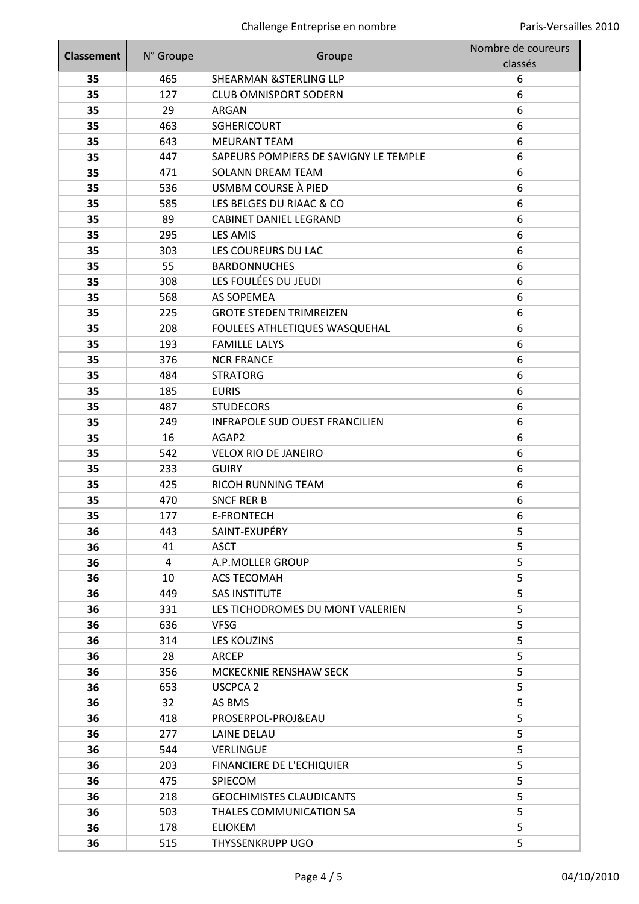| Classement | N° Groupe | Groupe | Nombre de coureurs classés |
|---|---|---|---|
| **35** | 465 | SHEARMAN &STERLING LLP | 6 |
| **35** | 127 | CLUB OMNISPORT SODERN | 6 |
| **35** | 29 | ARGAN | 6 |
| **35** | 463 | SGHERICOURT | 6 |
| **35** | 643 | MEURANT TEAM | 6 |
| **35** | 447 | SAPEURS POMPIERS DE SAVIGNY LE TEMPLE | 6 |
| **35** | 471 | SOLANN DREAM TEAM | 6 |
| **35** | 536 | USMBM COURSE À PIED | 6 |
| **35** | 585 | LES BELGES DU RIAAC & CO | 6 |
| **35** | 89 | CABINET DANIEL LEGRAND | 6 |
| **35** | 295 | LES AMIS | 6 |
| **35** | 303 | LES COUREURS DU LAC | 6 |
| **35** | 55 | BARDONNUCHES | 6 |
| **35** | 308 | LES FOULÉES DU JEUDI | 6 |
| **35** | 568 | AS SOPEMEA | 6 |
| **35** | 225 | GROTE STEDEN TRIMREIZEN | 6 |
| **35** | 208 | FOULEES ATHLETIQUES WASQUEHAL | 6 |
| **35** | 193 | FAMILLE LALYS | 6 |
| **35** | 376 | NCR FRANCE | 6 |
| **35** | 484 | STRATORG | 6 |
| **35** | 185 | EURIS | 6 |
| **35** | 487 | STUDECORS | 6 |
| **35** | 249 | INFRAPOLE SUD OUEST FRANCILIEN | 6 |
| **35** | 16 | AGAP2 | 6 |
| **35** | 542 | VELOX RIO DE JANEIRO | 6 |
| **35** | 233 | GUIRY | 6 |
| **35** | 425 | RICOH RUNNING TEAM | 6 |
| **35** | 470 | SNCF RER B | 6 |
| **35** | 177 | E-FRONTECH | 6 |
| **36** | 443 | SAINT-EXUPÉRY | 5 |
| **36** | 41 | ASCT | 5 |
| **36** | 4 | A.P.MOLLER GROUP | 5 |
| **36** | 10 | ACS TECOMAH | 5 |
| **36** | 449 | SAS INSTITUTE | 5 |
| **36** | 331 | LES TICHODROMES DU MONT VALERIEN | 5 |
| **36** | 636 | VFSG | 5 |
| **36** | 314 | LES KOUZINS | 5 |
| **36** | 28 | ARCEP | 5 |
| **36** | 356 | MCKECKNIE RENSHAW SECK | 5 |
| **36** | 653 | USCPCA 2 | 5 |
| **36** | 32 | AS BMS | 5 |
| **36** | 418 | PROSERPOL-PROJ&EAU | 5 |
| **36** | 277 | LAINE DELAU | 5 |
| **36** | 544 | VERLINGUE | 5 |
| **36** | 203 | FINANCIERE DE L'ECHIQUIER | 5 |
| **36** | 475 | SPIECOM | 5 |
| **36** | 218 | GEOCHIMISTES CLAUDICANTS | 5 |
| **36** | 503 | THALES COMMUNICATION SA | 5 |
| **36** | 178 | ELIOKEM | 5 |
| **36** | 515 | THYSSENKRUPP UGO | 5 |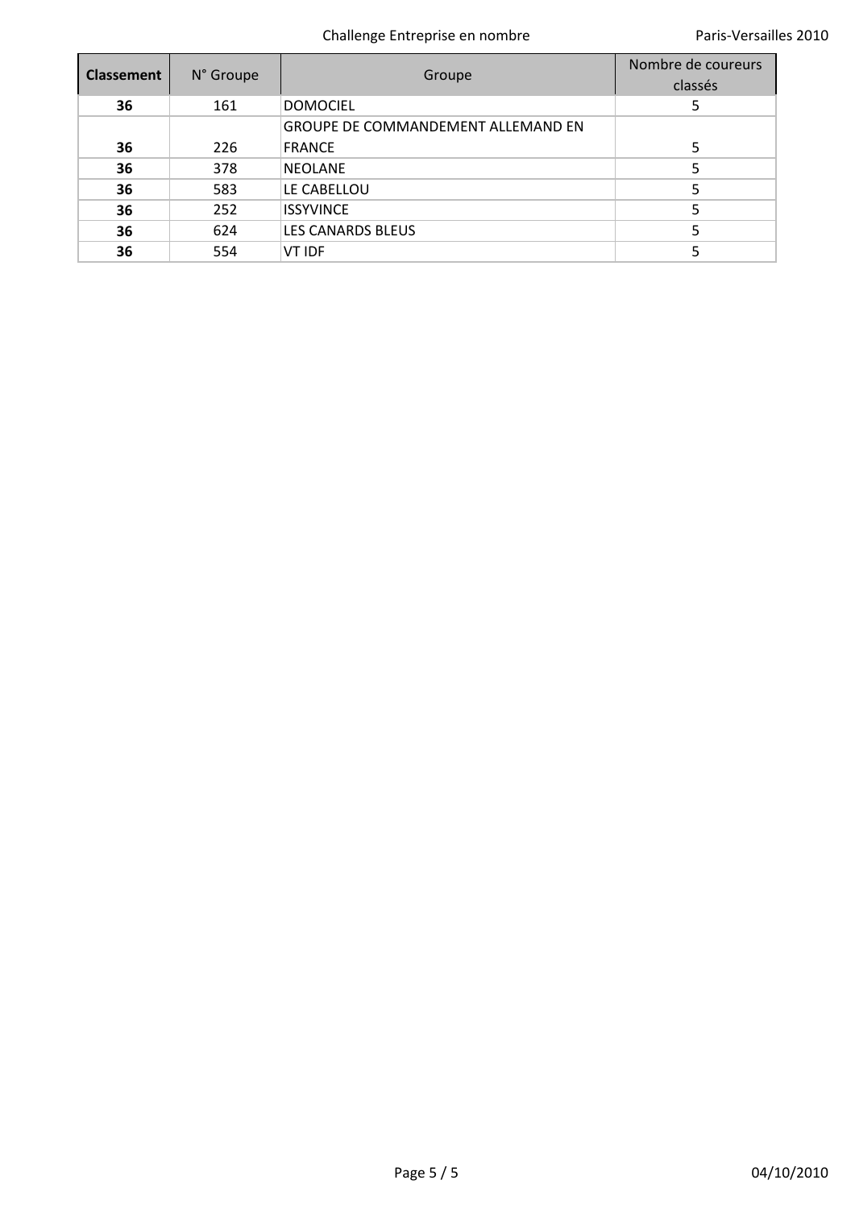| **Classement** | N° Groupe | Groupe | Nombre de coureurs classés |
|---|---|---|---|
| **36** | 161 | DOMOCIEL | 5 |
| **36** | 226 | GROUPE DE COMMANDEMENT ALLEMAND EN FRANCE | 5 |
| **36** | 378 | NEOLANE | 5 |
| **36** | 583 | LE CABELLOU | 5 |
| **36** | 252 | ISSYVINCE | 5 |
| **36** | 624 | LES CANARDS BLEUS | 5 |
| **36** | 554 | VT IDF | 5 |